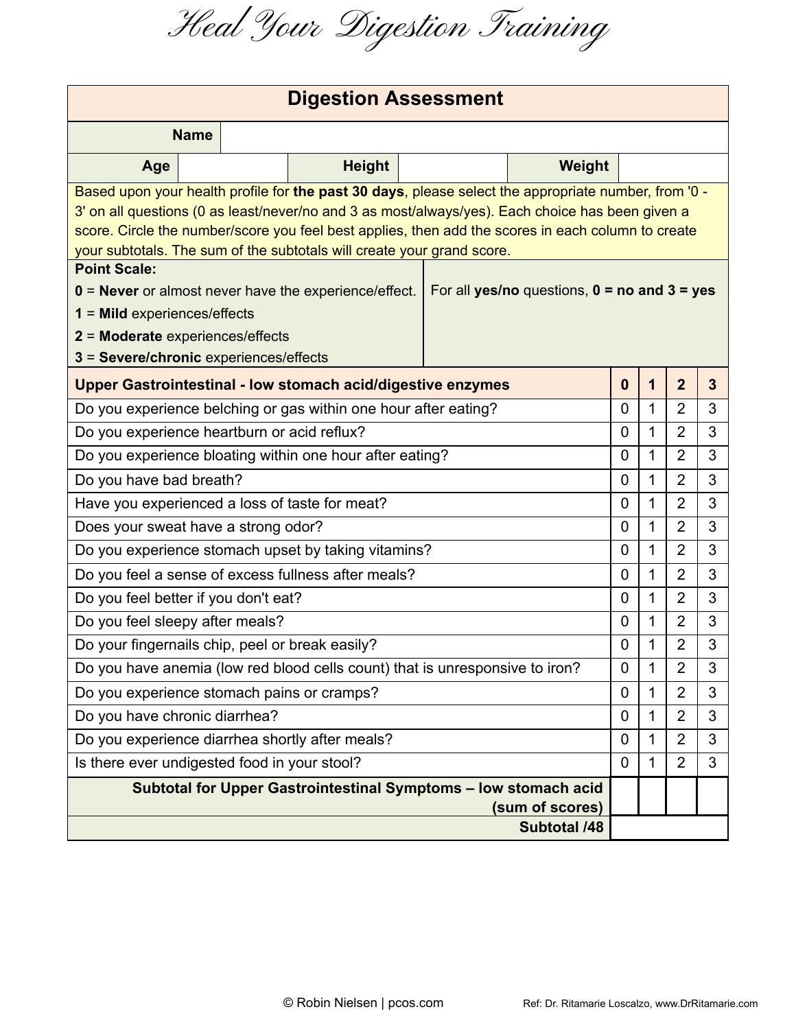# Heal Your Digestion Training

## Digestion Assessment

| Name | | | | | |
|---|---|---|---|---|---|
| **Age** | | **Height** | | **Weight** | |

Based upon your health profile for **the past 30 days**, please select the appropriate number, from '0 - 3' on all questions (0 as least/never/no and 3 as most/always/yes). Each choice has been given a score. Circle the number/score you feel best applies, then add the scores in each column to create your subtotals. The sum of the subtotals will create your grand score.

**Point Scale:**

**0** = **Never** or almost never have the experience/effect.
**1** = **Mild** experiences/effects
**2** = **Moderate** experiences/effects
**3** = **Severe/chronic** experiences/effects

For all **yes/no** questions, **0 = no and 3 = yes**

| **Upper Gastrointestinal - low stomach acid/digestive enzymes** | **0** | **1** | **2** | **3** |
|---|---|---|---|---|
| Do you experience belching or gas within one hour after eating? | 0 | 1 | 2 | 3 |
| Do you experience heartburn or acid reflux? | 0 | 1 | 2 | 3 |
| Do you experience bloating within one hour after eating? | 0 | 1 | 2 | 3 |
| Do you have bad breath? | 0 | 1 | 2 | 3 |
| Have you experienced a loss of taste for meat? | 0 | 1 | 2 | 3 |
| Does your sweat have a strong odor? | 0 | 1 | 2 | 3 |
| Do you experience stomach upset by taking vitamins? | 0 | 1 | 2 | 3 |
| Do you feel a sense of excess fullness after meals? | 0 | 1 | 2 | 3 |
| Do you feel better if you don't eat? | 0 | 1 | 2 | 3 |
| Do you feel sleepy after meals? | 0 | 1 | 2 | 3 |
| Do your fingernails chip, peel or break easily? | 0 | 1 | 2 | 3 |
| Do you have anemia (low red blood cells count) that is unresponsive to iron? | 0 | 1 | 2 | 3 |
| Do you experience stomach pains or cramps? | 0 | 1 | 2 | 3 |
| Do you have chronic diarrhea? | 0 | 1 | 2 | 3 |
| Do you experience diarrhea shortly after meals? | 0 | 1 | 2 | 3 |
| Is there ever undigested food in your stool? | 0 | 1 | 2 | 3 |
| **Subtotal for Upper Gastrointestinal Symptoms – low stomach acid (sum of scores)** | | | | |
| **Subtotal /48** | | | | |

© Robin Nielsen | pcos.com    Ref: Dr. Ritamarie Loscalzo, www.DrRitamarie.com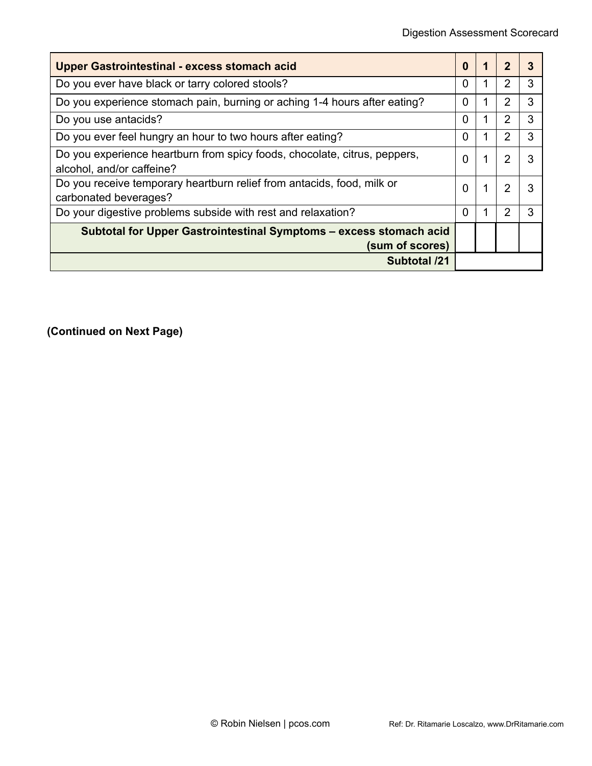| Upper Gastrointestinal - excess stomach acid | 0 | 1 | 2 | 3 |
|---|---|---|---|---|
| Do you ever have black or tarry colored stools? | 0 | 1 | 2 | 3 |
| Do you experience stomach pain, burning or aching 1-4 hours after eating? | 0 | 1 | 2 | 3 |
| Do you use antacids? | 0 | 1 | 2 | 3 |
| Do you ever feel hungry an hour to two hours after eating? | 0 | 1 | 2 | 3 |
| Do you experience heartburn from spicy foods, chocolate, citrus, peppers, alcohol, and/or caffeine? | 0 | 1 | 2 | 3 |
| Do you receive temporary heartburn relief from antacids, food, milk or carbonated beverages? | 0 | 1 | 2 | 3 |
| Do your digestive problems subside with rest and relaxation? | 0 | 1 | 2 | 3 |
| **Subtotal for Upper Gastrointestinal Symptoms – excess stomach acid (sum of scores)** | | | | |
| **Subtotal /21** | | | | |

**(Continued on Next Page)**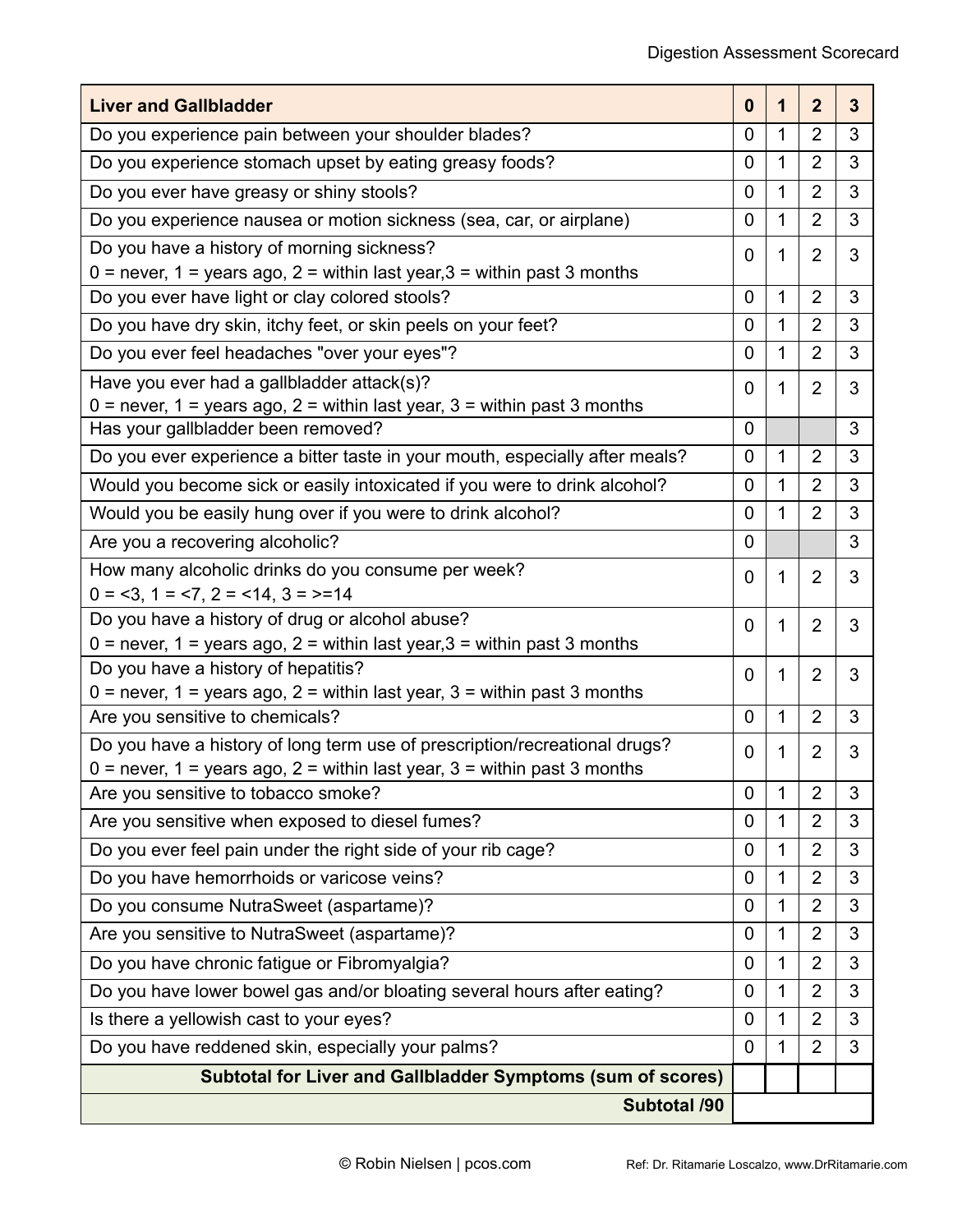| Liver and Gallbladder | 0 | 1 | 2 | 3 |
|---|---|---|---|---|
| Do you experience pain between your shoulder blades? | 0 | 1 | 2 | 3 |
| Do you experience stomach upset by eating greasy foods? | 0 | 1 | 2 | 3 |
| Do you ever have greasy or shiny stools? | 0 | 1 | 2 | 3 |
| Do you experience nausea or motion sickness (sea, car, or airplane) | 0 | 1 | 2 | 3 |
| Do you have a history of morning sickness?<br>0 = never, 1 = years ago, 2 = within last year,3 = within past 3 months | 0 | 1 | 2 | 3 |
| Do you ever have light or clay colored stools? | 0 | 1 | 2 | 3 |
| Do you have dry skin, itchy feet, or skin peels on your feet? | 0 | 1 | 2 | 3 |
| Do you ever feel headaches "over your eyes"? | 0 | 1 | 2 | 3 |
| Have you ever had a gallbladder attack(s)?<br>0 = never, 1 = years ago, 2 = within last year, 3 = within past 3 months | 0 | 1 | 2 | 3 |
| Has your gallbladder been removed? | 0 | | | 3 |
| Do you ever experience a bitter taste in your mouth, especially after meals? | 0 | 1 | 2 | 3 |
| Would you become sick or easily intoxicated if you were to drink alcohol? | 0 | 1 | 2 | 3 |
| Would you be easily hung over if you were to drink alcohol? | 0 | 1 | 2 | 3 |
| Are you a recovering alcoholic? | 0 | | | 3 |
| How many alcoholic drinks do you consume per week?<br>0 = <3, 1 = <7, 2 = <14, 3 = >=14 | 0 | 1 | 2 | 3 |
| Do you have a history of drug or alcohol abuse?<br>0 = never, 1 = years ago, 2 = within last year,3 = within past 3 months | 0 | 1 | 2 | 3 |
| Do you have a history of hepatitis?<br>0 = never, 1 = years ago, 2 = within last year, 3 = within past 3 months | 0 | 1 | 2 | 3 |
| Are you sensitive to chemicals? | 0 | 1 | 2 | 3 |
| Do you have a history of long term use of prescription/recreational drugs?<br>0 = never, 1 = years ago, 2 = within last year, 3 = within past 3 months | 0 | 1 | 2 | 3 |
| Are you sensitive to tobacco smoke? | 0 | 1 | 2 | 3 |
| Are you sensitive when exposed to diesel fumes? | 0 | 1 | 2 | 3 |
| Do you ever feel pain under the right side of your rib cage? | 0 | 1 | 2 | 3 |
| Do you have hemorrhoids or varicose veins? | 0 | 1 | 2 | 3 |
| Do you consume NutraSweet (aspartame)? | 0 | 1 | 2 | 3 |
| Are you sensitive to NutraSweet (aspartame)? | 0 | 1 | 2 | 3 |
| Do you have chronic fatigue or Fibromyalgia? | 0 | 1 | 2 | 3 |
| Do you have lower bowel gas and/or bloating several hours after eating? | 0 | 1 | 2 | 3 |
| Is there a yellowish cast to your eyes? | 0 | 1 | 2 | 3 |
| Do you have reddened skin, especially your palms? | 0 | 1 | 2 | 3 |
| **Subtotal for Liver and Gallbladder Symptoms (sum of scores)** | | | | |
| **Subtotal /90** | | | | |

© Robin Nielsen | pcos.com

Ref: Dr. Ritamarie Loscalzo, www.DrRitamarie.com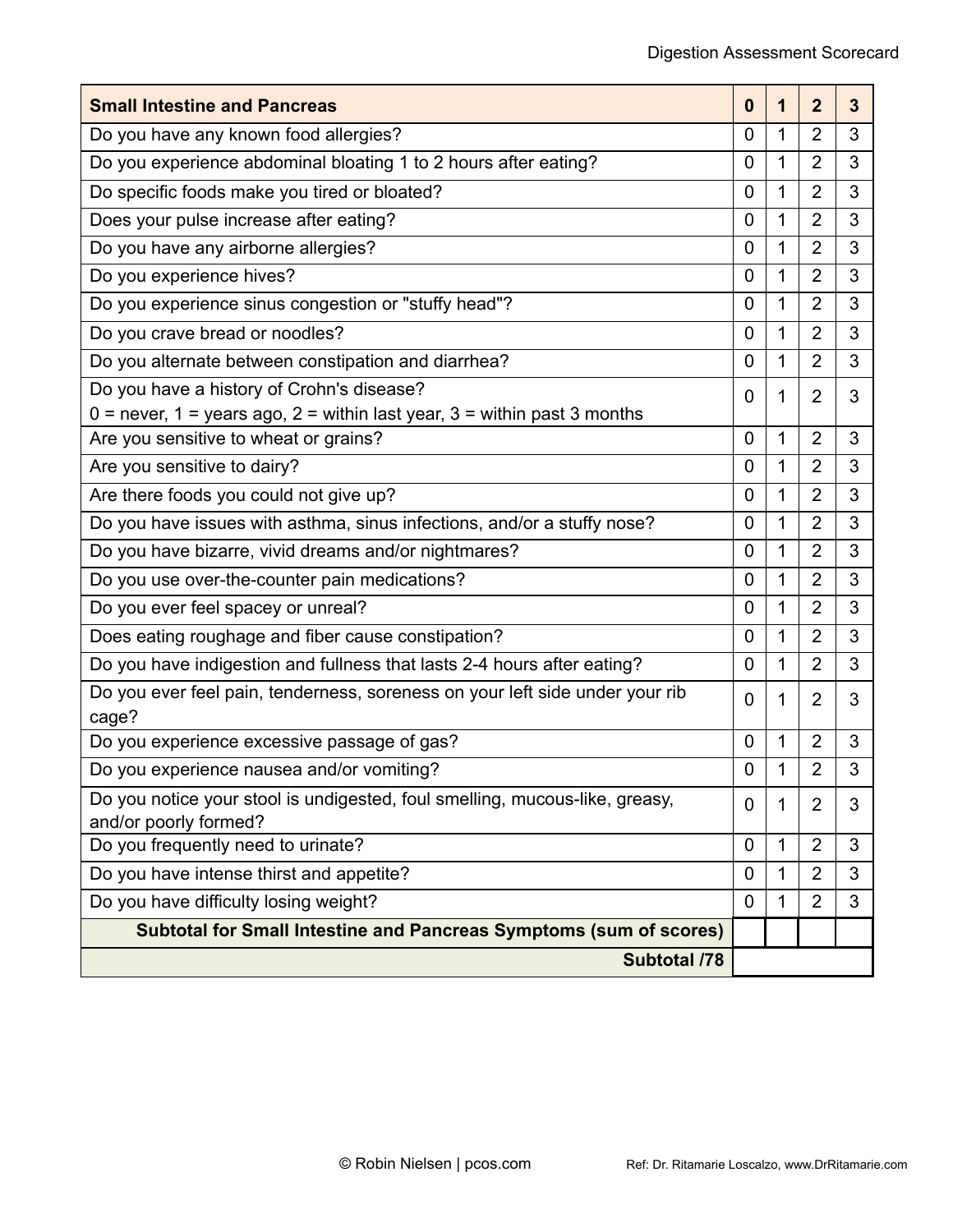| **Small Intestine and Pancreas** | **0** | **1** | **2** | **3** |
|---|---|---|---|---|
| Do you have any known food allergies? | 0 | 1 | 2 | 3 |
| Do you experience abdominal bloating 1 to 2 hours after eating? | 0 | 1 | 2 | 3 |
| Do specific foods make you tired or bloated? | 0 | 1 | 2 | 3 |
| Does your pulse increase after eating? | 0 | 1 | 2 | 3 |
| Do you have any airborne allergies? | 0 | 1 | 2 | 3 |
| Do you experience hives? | 0 | 1 | 2 | 3 |
| Do you experience sinus congestion or "stuffy head"? | 0 | 1 | 2 | 3 |
| Do you crave bread or noodles? | 0 | 1 | 2 | 3 |
| Do you alternate between constipation and diarrhea? | 0 | 1 | 2 | 3 |
| Do you have a history of Crohn's disease? 0 = never, 1 = years ago, 2 = within last year, 3 = within past 3 months | 0 | 1 | 2 | 3 |
| Are you sensitive to wheat or grains? | 0 | 1 | 2 | 3 |
| Are you sensitive to dairy? | 0 | 1 | 2 | 3 |
| Are there foods you could not give up? | 0 | 1 | 2 | 3 |
| Do you have issues with asthma, sinus infections, and/or a stuffy nose? | 0 | 1 | 2 | 3 |
| Do you have bizarre, vivid dreams and/or nightmares? | 0 | 1 | 2 | 3 |
| Do you use over-the-counter pain medications? | 0 | 1 | 2 | 3 |
| Do you ever feel spacey or unreal? | 0 | 1 | 2 | 3 |
| Does eating roughage and fiber cause constipation? | 0 | 1 | 2 | 3 |
| Do you have indigestion and fullness that lasts 2-4 hours after eating? | 0 | 1 | 2 | 3 |
| Do you ever feel pain, tenderness, soreness on your left side under your rib cage? | 0 | 1 | 2 | 3 |
| Do you experience excessive passage of gas? | 0 | 1 | 2 | 3 |
| Do you experience nausea and/or vomiting? | 0 | 1 | 2 | 3 |
| Do you notice your stool is undigested, foul smelling, mucous-like, greasy, and/or poorly formed? | 0 | 1 | 2 | 3 |
| Do you frequently need to urinate? | 0 | 1 | 2 | 3 |
| Do you have intense thirst and appetite? | 0 | 1 | 2 | 3 |
| Do you have difficulty losing weight? | 0 | 1 | 2 | 3 |
| **Subtotal for Small Intestine and Pancreas Symptoms (sum of scores)** | | | | |
| **Subtotal /78** | | | | |

© Robin Nielsen | pcos.com

Ref: Dr. Ritamarie Loscalzo, www.DrRitamarie.com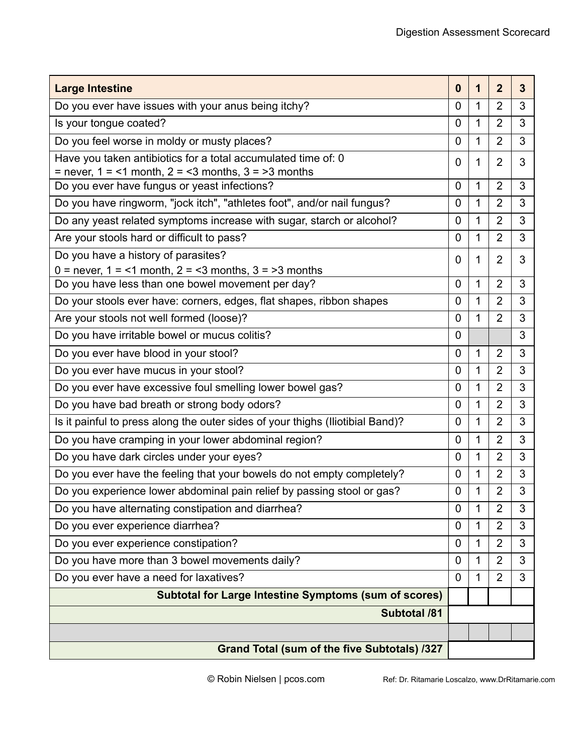| **Large Intestine** | **0** | **1** | **2** | **3** |
|---|---|---|---|---|
| Do you ever have issues with your anus being itchy? | 0 | 1 | 2 | 3 |
| Is your tongue coated? | 0 | 1 | 2 | 3 |
| Do you feel worse in moldy or musty places? | 0 | 1 | 2 | 3 |
| Have you taken antibiotics for a total accumulated time of: 0 = never, 1 = <1 month, 2 = <3 months, 3 = >3 months | 0 | 1 | 2 | 3 |
| Do you ever have fungus or yeast infections? | 0 | 1 | 2 | 3 |
| Do you have ringworm, "jock itch", "athletes foot", and/or nail fungus? | 0 | 1 | 2 | 3 |
| Do any yeast related symptoms increase with sugar, starch or alcohol? | 0 | 1 | 2 | 3 |
| Are your stools hard or difficult to pass? | 0 | 1 | 2 | 3 |
| Do you have a history of parasites? 0 = never, 1 = <1 month, 2 = <3 months, 3 = >3 months | 0 | 1 | 2 | 3 |
| Do you have less than one bowel movement per day? | 0 | 1 | 2 | 3 |
| Do your stools ever have: corners, edges, flat shapes, ribbon shapes | 0 | 1 | 2 | 3 |
| Are your stools not well formed (loose)? | 0 | 1 | 2 | 3 |
| Do you have irritable bowel or mucus colitis? | 0 | | | 3 |
| Do you ever have blood in your stool? | 0 | 1 | 2 | 3 |
| Do you ever have mucus in your stool? | 0 | 1 | 2 | 3 |
| Do you ever have excessive foul smelling lower bowel gas? | 0 | 1 | 2 | 3 |
| Do you have bad breath or strong body odors? | 0 | 1 | 2 | 3 |
| Is it painful to press along the outer sides of your thighs (Iliotibial Band)? | 0 | 1 | 2 | 3 |
| Do you have cramping in your lower abdominal region? | 0 | 1 | 2 | 3 |
| Do you have dark circles under your eyes? | 0 | 1 | 2 | 3 |
| Do you ever have the feeling that your bowels do not empty completely? | 0 | 1 | 2 | 3 |
| Do you experience lower abdominal pain relief by passing stool or gas? | 0 | 1 | 2 | 3 |
| Do you have alternating constipation and diarrhea? | 0 | 1 | 2 | 3 |
| Do you ever experience diarrhea? | 0 | 1 | 2 | 3 |
| Do you ever experience constipation? | 0 | 1 | 2 | 3 |
| Do you have more than 3 bowel movements daily? | 0 | 1 | 2 | 3 |
| Do you ever have a need for laxatives? | 0 | 1 | 2 | 3 |
| **Subtotal for Large Intestine Symptoms (sum of scores)** | | | | |
| **Subtotal /81** | | | | |
| | | | | |
| **Grand Total (sum of the five Subtotals) /327** | | | | |

© Robin Nielsen | pcos.com

Ref: Dr. Ritamarie Loscalzo, www.DrRitamarie.com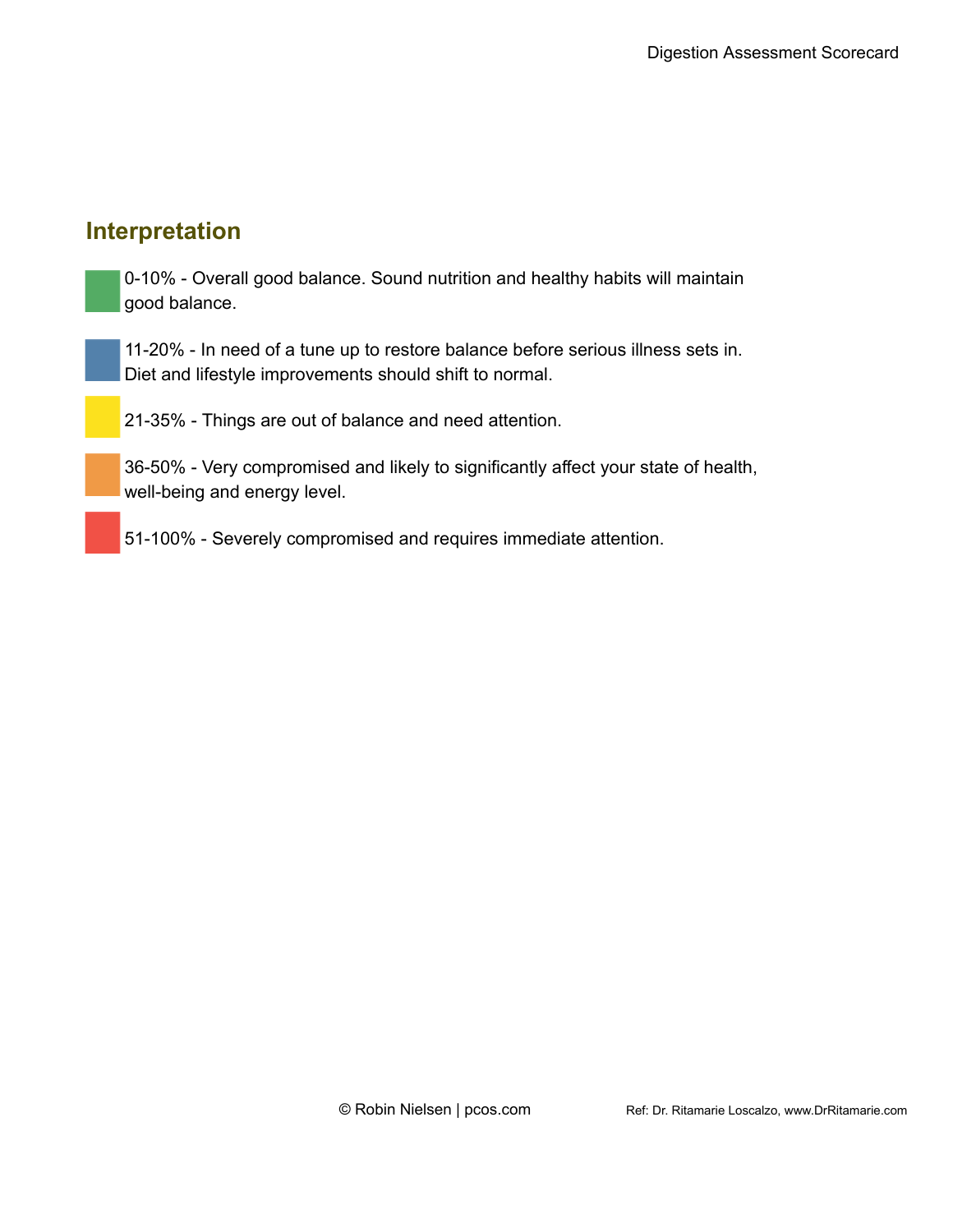## Interpretation

- 0-10% - Overall good balance. Sound nutrition and healthy habits will maintain good balance.
- 11-20% - In need of a tune up to restore balance before serious illness sets in. Diet and lifestyle improvements should shift to normal.
- 21-35% - Things are out of balance and need attention.
- 36-50% - Very compromised and likely to significantly affect your state of health, well-being and energy level.
- 51-100% - Severely compromised and requires immediate attention.

© Robin Nielsen | pcos.com

Ref: Dr. Ritamarie Loscalzo, www.DrRitamarie.com